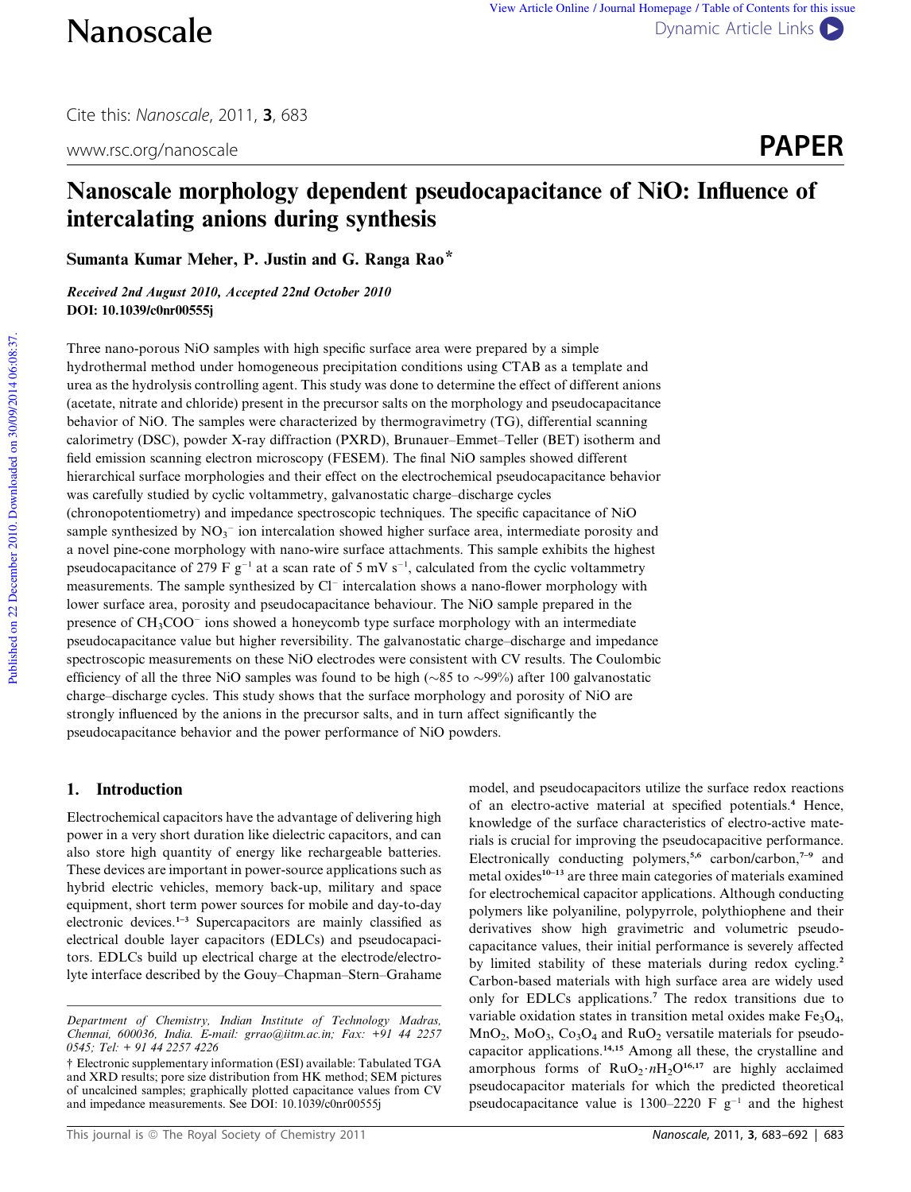Cite this: *Nanoscale*, 2011, **3**, 683

www.rsc.org/nanoscale

**PAPER**

# Nanoscale morphology dependent pseudocapacitance of NiO: Influence of intercalating anions during synthesis

**Sumanta Kumar Meher, P. Justin and G. Ranga Rao***

*Received 2nd August 2010, Accepted 22nd October 2010*

**DOI: 10.1039/c0nr00555j**

Three nano-porous NiO samples with high specific surface area were prepared by a simple hydrothermal method under homogeneous precipitation conditions using CTAB as a template and urea as the hydrolysis controlling agent. This study was done to determine the effect of different anions (acetate, nitrate and chloride) present in the precursor salts on the morphology and pseudocapacitance behavior of NiO. The samples were characterized by thermogravimetry (TG), differential scanning calorimetry (DSC), powder X-ray diffraction (PXRD), Brunauer–Emmet–Teller (BET) isotherm and field emission scanning electron microscopy (FESEM). The final NiO samples showed different hierarchical surface morphologies and their effect on the electrochemical pseudocapacitance behavior was carefully studied by cyclic voltammetry, galvanostatic charge–discharge cycles (chronopotentiometry) and impedance spectroscopic techniques. The specific capacitance of NiO sample synthesized by $NO_3^-$ ion intercalation showed higher surface area, intermediate porosity and a novel pine-cone morphology with nano-wire surface attachments. This sample exhibits the highest pseudocapacitance of 279 F $g^{-1}$ at a scan rate of 5 mV $s^{-1}$, calculated from the cyclic voltammetry measurements. The sample synthesized by $Cl^-$ intercalation shows a nano-flower morphology with lower surface area, porosity and pseudocapacitance behaviour. The NiO sample prepared in the presence of $CH_3COO^-$ ions showed a honeycomb type surface morphology with an intermediate pseudocapacitance value but higher reversibility. The galvanostatic charge–discharge and impedance spectroscopic measurements on these NiO electrodes were consistent with CV results. The Coulombic efficiency of all the three NiO samples was found to be high (~85 to ~99%) after 100 galvanostatic charge–discharge cycles. This study shows that the surface morphology and porosity of NiO are strongly influenced by the anions in the precursor salts, and in turn affect significantly the pseudocapacitance behavior and the power performance of NiO powders.

## 1. Introduction

Electrochemical capacitors have the advantage of delivering high power in a very short duration like dielectric capacitors, and can also store high quantity of energy like rechargeable batteries. These devices are important in power-source applications such as hybrid electric vehicles, memory back-up, military and space equipment, short term power sources for mobile and day-to-day electronic devices.[1–3] Supercapacitors are mainly classified as electrical double layer capacitors (EDLCs) and pseudocapacitors. EDLCs build up electrical charge at the electrode/electrolyte interface described by the Gouy–Chapman–Stern–Grahame model, and pseudocapacitors utilize the surface redox reactions of an electro-active material at specified potentials.[4] Hence, knowledge of the surface characteristics of electro-active materials is crucial for improving the pseudocapacitive performance. Electronically conducting polymers,[5,6] carbon/carbon,[7–9] and metal oxides[10–13] are three main categories of materials examined for electrochemical capacitor applications. Although conducting polymers like polyaniline, polypyrrole, polythiophene and their derivatives show high gravimetric and volumetric pseudocapacitance values, their initial performance is severely affected by limited stability of these materials during redox cycling.[2] Carbon-based materials with high surface area are widely used only for EDLCs applications.[7] The redox transitions due to variable oxidation states in transition metal oxides make $Fe_3O_4$, $MnO_2$, $MoO_3$, $Co_3O_4$ and $RuO_2$ versatile materials for pseudocapacitor applications.[14,15] Among all these, the crystalline and amorphous forms of $RuO_2 \cdot nH_2O$[16,17] are highly acclaimed pseudocapacitor materials for which the predicted theoretical pseudocapacitance value is 1300–2220 F $g^{-1}$ and the highest

*Department of Chemistry, Indian Institute of Technology Madras, Chennai, 600036, India. E-mail: grrao@iitm.ac.in; Fax: +91 44 2257 0545; Tel: + 91 44 2257 4226*

† Electronic supplementary information (ESI) available: Tabulated TGA and XRD results; pore size distribution from HK method; SEM pictures of uncalcined samples; graphically plotted capacitance values from CV and impedance measurements. See DOI: 10.1039/c0nr00555j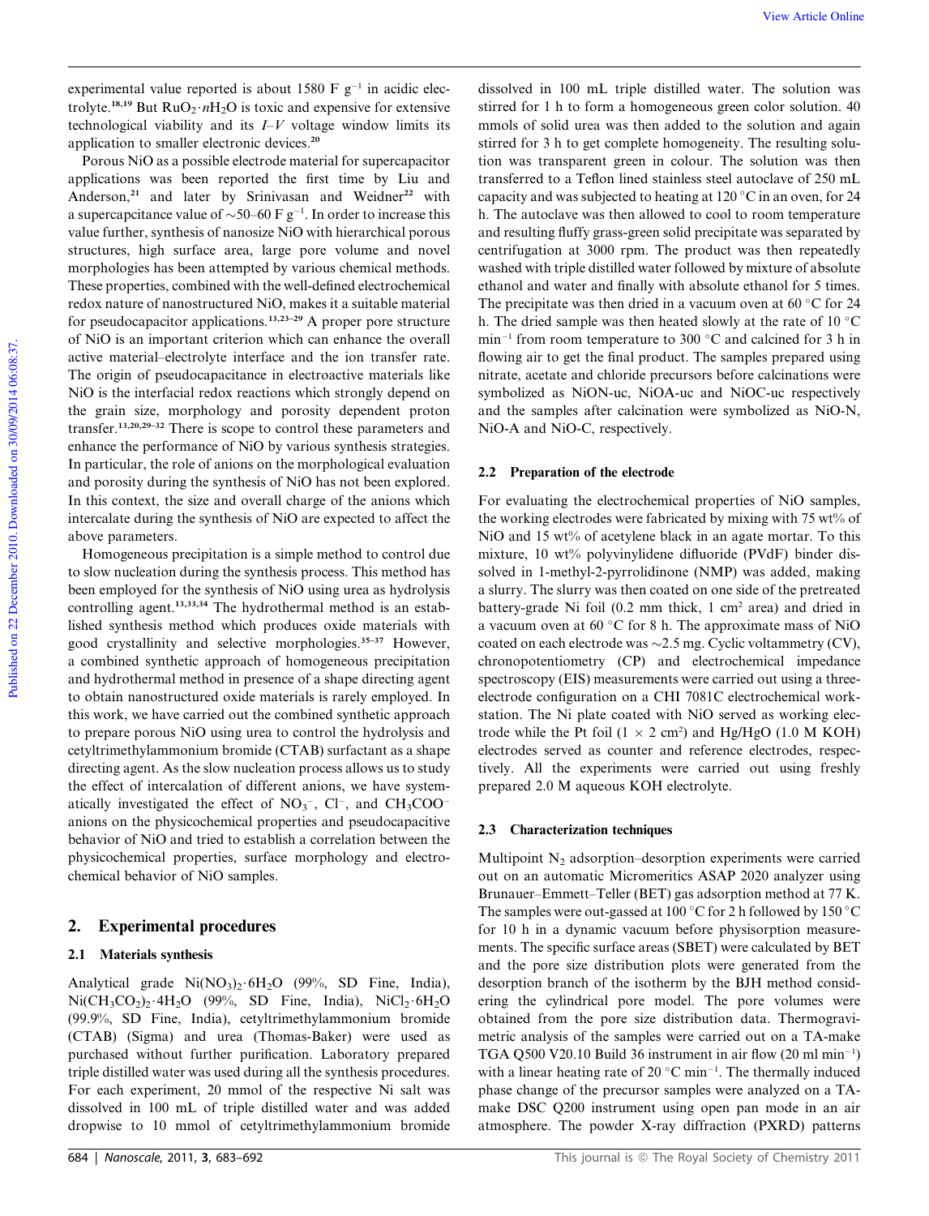experimental value reported is about 1580 F $g^{-1}$ in acidic electrolyte.[18,19] But $RuO_2 \cdot nH_2O$ is toxic and expensive for extensive technological viability and its $I$–$V$ voltage window limits its application to smaller electronic devices.[20]

Porous NiO as a possible electrode material for supercapacitor applications was been reported the first time by Liu and Anderson,[21] and later by Srinivasan and Weidner[22] with a supercapcitance value of ~50–60 F $g^{-1}$. In order to increase this value further, synthesis of nanosize NiO with hierarchical porous structures, high surface area, large pore volume and novel morphologies has been attempted by various chemical methods. These properties, combined with the well-defined electrochemical redox nature of nanostructured NiO, makes it a suitable material for pseudocapacitor applications.[13,23–29] A proper pore structure of NiO is an important criterion which can enhance the overall active material–electrolyte interface and the ion transfer rate. The origin of pseudocapacitance in electroactive materials like NiO is the interfacial redox reactions which strongly depend on the grain size, morphology and porosity dependent proton transfer.[13,20,29–32] There is scope to control these parameters and enhance the performance of NiO by various synthesis strategies. In particular, the role of anions on the morphological evaluation and porosity during the synthesis of NiO has not been explored. In this context, the size and overall charge of the anions which intercalate during the synthesis of NiO are expected to affect the above parameters.

Homogeneous precipitation is a simple method to control due to slow nucleation during the synthesis process. This method has been employed for the synthesis of NiO using urea as hydrolysis controlling agent.[13,33,34] The hydrothermal method is an established synthesis method which produces oxide materials with good crystallinity and selective morphologies.[35–37] However, a combined synthetic approach of homogeneous precipitation and hydrothermal method in presence of a shape directing agent to obtain nanostructured oxide materials is rarely employed. In this work, we have carried out the combined synthetic approach to prepare porous NiO using urea to control the hydrolysis and cetyltrimethylammonium bromide (CTAB) surfactant as a shape directing agent. As the slow nucleation process allows us to study the effect of intercalation of different anions, we have systematically investigated the effect of $NO_3^-$, $Cl^-$, and $CH_3COO^-$ anions on the physicochemical properties and pseudocapacitive behavior of NiO and tried to establish a correlation between the physicochemical properties, surface morphology and electrochemical behavior of NiO samples.

## 2. Experimental procedures

### 2.1 Materials synthesis

Analytical grade $Ni(NO_3)_2 \cdot 6H_2O$ (99%, SD Fine, India), $Ni(CH_3CO_2)_2 \cdot 4H_2O$ (99%, SD Fine, India), $NiCl_2 \cdot 6H_2O$ (99.9%, SD Fine, India), cetyltrimethylammonium bromide (CTAB) (Sigma) and urea (Thomas-Baker) were used as purchased without further purification. Laboratory prepared triple distilled water was used during all the synthesis procedures. For each experiment, 20 mmol of the respective Ni salt was dissolved in 100 mL of triple distilled water and was added dropwise to 10 mmol of cetyltrimethylammonium bromide dissolved in 100 mL triple distilled water. The solution was stirred for 1 h to form a homogeneous green color solution. 40 mmols of solid urea was then added to the solution and again stirred for 3 h to get complete homogeneity. The resulting solution was transparent green in colour. The solution was then transferred to a Teflon lined stainless steel autoclave of 250 mL capacity and was subjected to heating at 120 °C in an oven, for 24 h. The autoclave was then allowed to cool to room temperature and resulting fluffy grass-green solid precipitate was separated by centrifugation at 3000 rpm. The product was then repeatedly washed with triple distilled water followed by mixture of absolute ethanol and water and finally with absolute ethanol for 5 times. The precipitate was then dried in a vacuum oven at 60 °C for 24 h. The dried sample was then heated slowly at the rate of 10 °C $min^{-1}$ from room temperature to 300 °C and calcined for 3 h in flowing air to get the final product. The samples prepared using nitrate, acetate and chloride precursors before calcinations were symbolized as NiON-uc, NiOA-uc and NiOC-uc respectively and the samples after calcination were symbolized as NiO-N, NiO-A and NiO-C, respectively.

### 2.2 Preparation of the electrode

For evaluating the electrochemical properties of NiO samples, the working electrodes were fabricated by mixing with 75 wt% of NiO and 15 wt% of acetylene black in an agate mortar. To this mixture, 10 wt% polyvinylidene difluoride (PVdF) binder dissolved in 1-methyl-2-pyrrolidinone (NMP) was added, making a slurry. The slurry was then coated on one side of the pretreated battery-grade Ni foil (0.2 mm thick, 1 $cm^2$ area) and dried in a vacuum oven at 60 °C for 8 h. The approximate mass of NiO coated on each electrode was ~2.5 mg. Cyclic voltammetry (CV), chronopotentiometry (CP) and electrochemical impedance spectroscopy (EIS) measurements were carried out using a three-electrode configuration on a CHI 7081C electrochemical workstation. The Ni plate coated with NiO served as working electrode while the Pt foil (1 × 2 $cm^2$) and Hg/HgO (1.0 M KOH) electrodes served as counter and reference electrodes, respectively. All the experiments were carried out using freshly prepared 2.0 M aqueous KOH electrolyte.

### 2.3 Characterization techniques

Multipoint $N_2$ adsorption–desorption experiments were carried out on an automatic Micromeritics ASAP 2020 analyzer using Brunauer–Emmett–Teller (BET) gas adsorption method at 77 K. The samples were out-gassed at 100 °C for 2 h followed by 150 °C for 10 h in a dynamic vacuum before physisorption measurements. The specific surface areas (SBET) were calculated by BET and the pore size distribution plots were generated from the desorption branch of the isotherm by the BJH method considering the cylindrical pore model. The pore volumes were obtained from the pore size distribution data. Thermogravimetric analysis of the samples were carried out on a TA-make TGA Q500 V20.10 Build 36 instrument in air flow (20 ml $min^{-1}$) with a linear heating rate of 20 °C $min^{-1}$. The thermally induced phase change of the precursor samples were analyzed on a TA-make DSC Q200 instrument using open pan mode in an air atmosphere. The powder X-ray diffraction (PXRD) patterns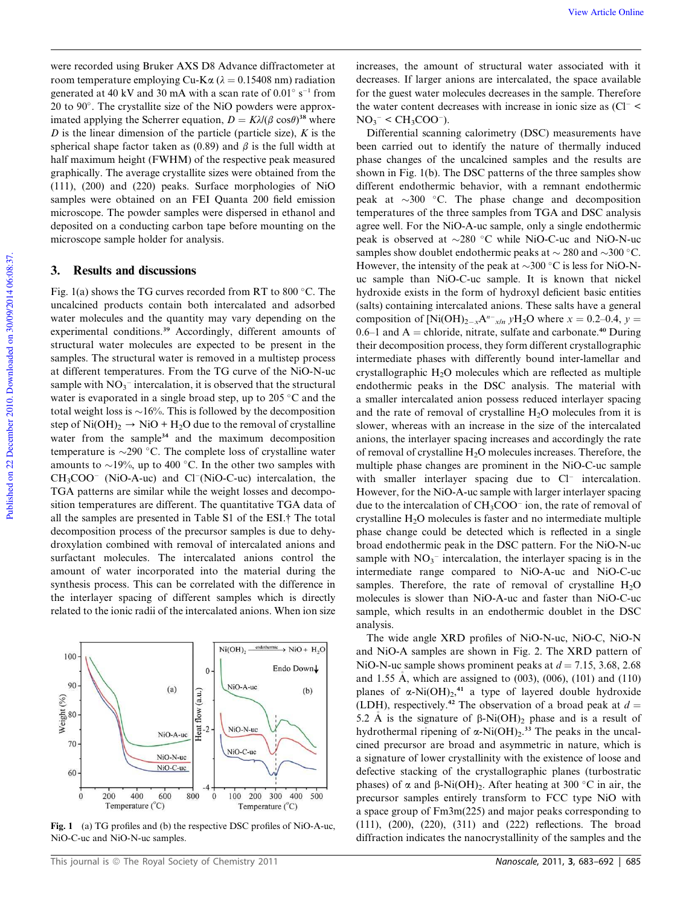were recorded using Bruker AXS D8 Advance diffractometer at room temperature employing Cu-K$\alpha$ ($\lambda$ = 0.15408 nm) radiation generated at 40 kV and 30 mA with a scan rate of 0.01° $s^{-1}$ from 20 to 90°. The crystallite size of the NiO powders were approximated applying the Scherrer equation, $D = K\lambda/(\beta \cos\theta)$[38] where $D$ is the linear dimension of the particle (particle size), $K$ is the spherical shape factor taken as (0.89) and $\beta$ is the full width at half maximum height (FWHM) of the respective peak measured graphically. The average crystallite sizes were obtained from the (111), (200) and (220) peaks. Surface morphologies of NiO samples were obtained on an FEI Quanta 200 field emission microscope. The powder samples were dispersed in ethanol and deposited on a conducting carbon tape before mounting on the microscope sample holder for analysis.

## 3. Results and discussions

Fig. 1(a) shows the TG curves recorded from RT to 800 °C. The uncalcined products contain both intercalated and adsorbed water molecules and the quantity may vary depending on the experimental conditions.[39] Accordingly, different amounts of structural water molecules are expected to be present in the samples. The structural water is removed in a multistep process at different temperatures. From the TG curve of the NiO-N-uc sample with $NO_3^-$ intercalation, it is observed that the structural water is evaporated in a single broad step, up to 205 °C and the total weight loss is ~16%. This is followed by the decomposition step of $Ni(OH)_2 \rightarrow NiO + H_2O$ due to the removal of crystalline water from the sample[34] and the maximum decomposition temperature is ~290 °C. The complete loss of crystalline water amounts to ~19%, up to 400 °C. In the other two samples with $CH_3COO^-$ (NiO-A-uc) and $Cl^-$(NiO-C-uc) intercalation, the TGA patterns are similar while the weight losses and decomposition temperatures are different. The quantitative TGA data of all the samples are presented in Table S1 of the ESI.† The total decomposition process of the precursor samples is due to dehydroxylation combined with removal of intercalated anions and surfactant molecules. The intercalated anions control the amount of water incorporated into the material during the synthesis process. This can be correlated with the difference in the interlayer spacing of different samples which is directly related to the ionic radii of the intercalated anions. When ion size increases, the amount of structural water associated with it decreases. If larger anions are intercalated, the space available for the guest water molecules decreases in the sample. Therefore the water content decreases with increase in ionic size as ($Cl^-$ < $NO_3^-$ < $CH_3COO^-$).

Differential scanning calorimetry (DSC) measurements have been carried out to identify the nature of thermally induced phase changes of the uncalcined samples and the results are shown in Fig. 1(b). The DSC patterns of the three samples show different endothermic behavior, with a remnant endothermic peak at ~300 °C. The phase change and decomposition temperatures of the three samples from TGA and DSC analysis agree well. For the NiO-A-uc sample, only a single endothermic peak is observed at ~280 °C while NiO-C-uc and NiO-N-uc samples show doublet endothermic peaks at ~ 280 and ~300 °C. However, the intensity of the peak at ~300 °C is less for NiO-N-uc sample than NiO-C-uc sample. It is known that nickel hydroxide exists in the form of hydroxyl deficient basic entities (salts) containing intercalated anions. These salts have a general composition of $[Ni(OH)_{2-x}A^{n-}_{x/n}\, yH_2O$ where $x$ = 0.2–0.4, $y$ = 0.6–1 and A = chloride, nitrate, sulfate and carbonate.[40] During their decomposition process, they form different crystallographic intermediate phases with differently bound inter-lamellar and crystallographic $H_2O$ molecules which are reflected as multiple endothermic peaks in the DSC analysis. The material with a smaller intercalated anion possess reduced interlayer spacing and the rate of removal of crystalline $H_2O$ molecules from it is slower, whereas with an increase in the size of the intercalated anions, the interlayer spacing increases and accordingly the rate of removal of crystalline $H_2O$ molecules increases. Therefore, the multiple phase changes are prominent in the NiO-C-uc sample with smaller interlayer spacing due to $Cl^-$ intercalation. However, for the NiO-A-uc sample with larger interlayer spacing due to the intercalation of $CH_3COO^-$ ion, the rate of removal of crystalline $H_2O$ molecules is faster and no intermediate multiple phase change could be detected which is reflected in a single broad endothermic peak in the DSC pattern. For the NiO-N-uc sample with $NO_3^-$ intercalation, the interlayer spacing is in the intermediate range compared to NiO-A-uc and NiO-C-uc samples. Therefore, the rate of removal of crystalline $H_2O$ molecules is slower than NiO-A-uc and faster than NiO-C-uc sample, which results in an endothermic doublet in the DSC analysis.

Fig. 1 (a) TG profiles and (b) the respective DSC profiles of NiO-A-uc, NiO-C-uc and NiO-N-uc samples.

The wide angle XRD profiles of NiO-N-uc, NiO-C, NiO-N and NiO-A samples are shown in Fig. 2. The XRD pattern of NiO-N-uc sample shows prominent peaks at $d$ = 7.15, 3.68, 2.68 and 1.55 Å, which are assigned to (003), (006), (101) and (110) planes of $\alpha$-$Ni(OH)_2$,[41] a type of layered double hydroxide (LDH), respectively.[42] The observation of a broad peak at $d$ = 5.2 Å is the signature of $\beta$-$Ni(OH)_2$ phase and is a result of hydrothermal ripening of $\alpha$-$Ni(OH)_2$.[33] The peaks in the uncalcined precursor are broad and asymmetric in nature, which is a signature of lower crystallinity with the existence of loose and defective stacking of the crystallographic planes (turbostratic phases) of $\alpha$ and $\beta$-$Ni(OH)_2$. After heating at 300 °C in air, the precursor samples entirely transform to FCC type NiO with a space group of Fm3m(225) and major peaks corresponding to (111), (200), (220), (311) and (222) reflections. The broad diffraction indicates the nanocrystallinity of the samples and the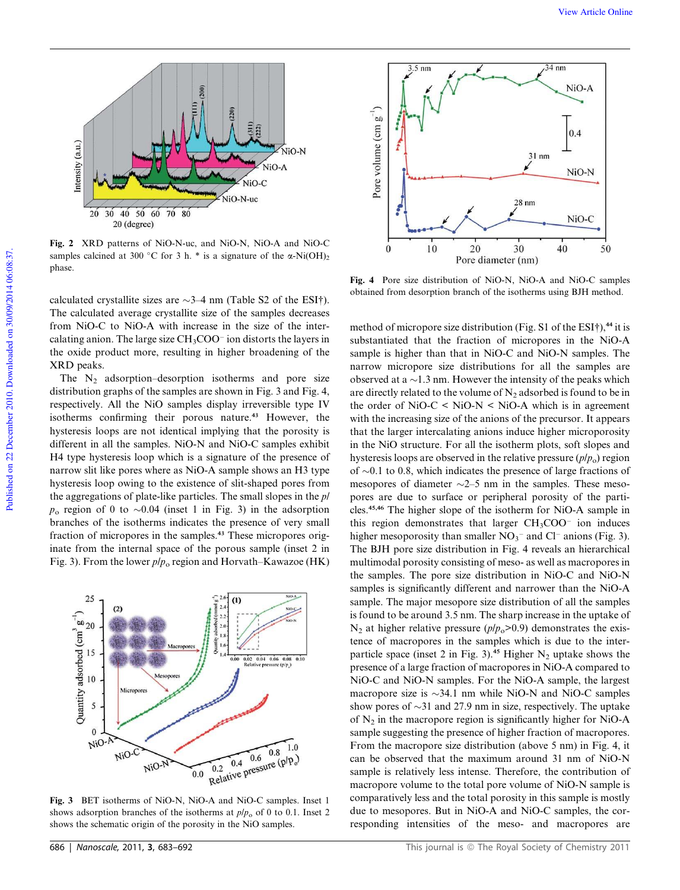**Fig. 2** XRD patterns of NiO-N-uc, and NiO-N, NiO-A and NiO-C samples calcined at 300 °C for 3 h. * is a signature of the α-$Ni(OH)_2$ phase.

calculated crystallite sizes are ~3–4 nm (Table S2 of the ESI†). The calculated average crystallite size of the samples decreases from NiO-C to NiO-A with increase in the size of the intercalating anion. The large size $CH_3COO^-$ ion distorts the layers in the oxide product more, resulting in higher broadening of the XRD peaks.

The $N_2$ adsorption–desorption isotherms and pore size distribution graphs of the samples are shown in Fig. 3 and Fig. 4, respectively. All the NiO samples display irreversible type IV isotherms confirming their porous nature.[43] However, the hysteresis loops are not identical implying that the porosity is different in all the samples. NiO-N and NiO-C samples exhibit H4 type hysteresis loop which is a signature of the presence of narrow slit like pores where as NiO-A sample shows an H3 type hysteresis loop owing to the existence of slit-shaped pores from the aggregations of plate-like particles. The small slopes in the $p/p_o$ region of 0 to ~0.04 (inset 1 in Fig. 3) in the adsorption branches of the isotherms indicates the presence of very small fraction of micropores in the samples.[43] These micropores originate from the internal space of the porous sample (inset 2 in Fig. 3). From the lower $p/p_o$ region and Horvath–Kawazoe (HK) method of micropore size distribution (Fig. S1 of the ESI†),[44] it is substantiated that the fraction of micropores in the NiO-A sample is higher than that in NiO-C and NiO-N samples. The narrow micropore size distributions for all the samples are observed at a ~1.3 nm. However the intensity of the peaks which are directly related to the volume of $N_2$ adsorbed is found to be in the order of NiO-C < NiO-N < NiO-A which is in agreement with the increasing size of the anions of the precursor. It appears that the larger intercalating anions induce higher microporosity in the NiO structure. For all the isotherm plots, soft slopes and hysteresis loops are observed in the relative pressure ($p/p_o$) region of ~0.1 to 0.8, which indicates the presence of large fractions of mesopores of diameter ~2–5 nm in the samples. These mesopores are due to surface or peripheral porosity of the particles.[45,46] The higher slope of the isotherm for NiO-A sample in this region demonstrates that larger $CH_3COO^-$ ion induces higher mesoporosity than smaller $NO_3^-$ and $Cl^-$ anions (Fig. 3). The BJH pore size distribution in Fig. 4 reveals an hierarchical multimodal porosity consisting of meso- as well as macropores in the samples. The pore size distribution in NiO-C and NiO-N samples is significantly different and narrower than the NiO-A sample. The major mesopore size distribution of all the samples is found to be around 3.5 nm. The sharp increase in the uptake of $N_2$ at higher relative pressure ($p/p_o$>0.9) demonstrates the existence of macropores in the samples which is due to the interparticle space (inset 2 in Fig. 3).[45] Higher $N_2$ uptake shows the presence of a large fraction of macropores in NiO-A compared to NiO-C and NiO-N samples. For the NiO-A sample, the largest macropore size is ~34.1 nm while NiO-N and NiO-C samples show pores of ~31 and 27.9 nm in size, respectively. The uptake of $N_2$ in the macropore region is significantly higher for NiO-A sample suggesting the presence of higher fraction of macropores. From the macropore size distribution (above 5 nm) in Fig. 4, it can be observed that the maximum around 31 nm of NiO-N sample is relatively less intense. Therefore, the contribution of macropore volume to the total pore volume of NiO-N sample is comparatively less and the total porosity in this sample is mostly due to mesopores. But in NiO-A and NiO-C samples, the corresponding intensities of the meso- and macropores are

**Fig. 3** BET isotherms of NiO-N, NiO-A and NiO-C samples. Inset 1 shows adsorption branches of the isotherms at $p/p_o$ of 0 to 0.1. Inset 2 shows the schematic origin of the porosity in the NiO samples.

**Fig. 4** Pore size distribution of NiO-N, NiO-A and NiO-C samples obtained from desorption branch of the isotherms using BJH method.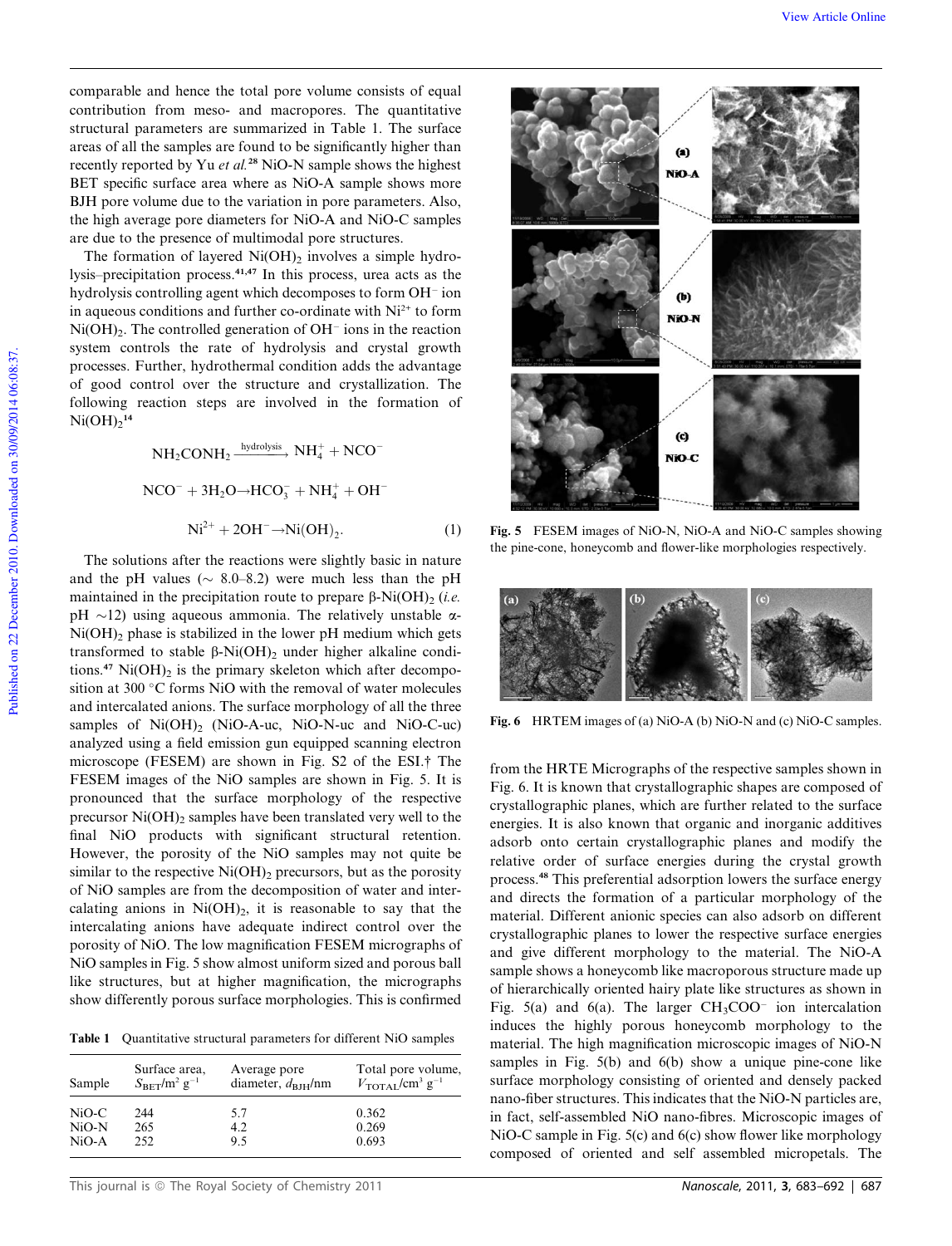comparable and hence the total pore volume consists of equal contribution from meso- and macropores. The quantitative structural parameters are summarized in Table 1. The surface areas of all the samples are found to be significantly higher than recently reported by Yu *et al.*[28] NiO-N sample shows the highest BET specific surface area where as NiO-A sample shows more BJH pore volume due to the variation in pore parameters. Also, the high average pore diameters for NiO-A and NiO-C samples are due to the presence of multimodal pore structures.

The formation of layered $Ni(OH)_2$ involves a simple hydrolysis–precipitation process.[41,47] In this process, urea acts as the hydrolysis controlling agent which decomposes to form $OH^-$ ion in aqueous conditions and further co-ordinate with $Ni^{2+}$ to form $Ni(OH)_2$. The controlled generation of $OH^-$ ions in the reaction system controls the rate of hydrolysis and crystal growth processes. Further, hydrothermal condition adds the advantage of good control over the structure and crystallization. The following reaction steps are involved in the formation of $Ni(OH)_2$[14]

$$NH_2CONH_2 \xrightarrow{\text{hydrolysis}} NH_4^+ + NCO^-$$

$$NCO^- + 3H_2O \rightarrow HCO_3^- + NH_4^+ + OH^-$$

$$Ni^{2+} + 2OH^- \rightarrow Ni(OH)_2. \quad (1)$$

The solutions after the reactions were slightly basic in nature and the pH values (~ 8.0–8.2) were much less than the pH maintained in the precipitation route to prepare $\beta$-$Ni(OH)_2$ (*i.e.* pH ~12) using aqueous ammonia. The relatively unstable $\alpha$-$Ni(OH)_2$ phase is stabilized in the lower pH medium which gets transformed to stable $\beta$-$Ni(OH)_2$ under higher alkaline conditions.[47] $Ni(OH)_2$ is the primary skeleton which after decomposition at 300 °C forms NiO with the removal of water molecules and intercalated anions. The surface morphology of all the three samples of $Ni(OH)_2$ (NiO-A-uc, NiO-N-uc and NiO-C-uc) analyzed using a field emission gun equipped scanning electron microscope (FESEM) are shown in Fig. S2 of the ESI.† The FESEM images of the NiO samples are shown in Fig. 5. It is pronounced that the surface morphology of the respective precursor $Ni(OH)_2$ samples have been translated very well to the final NiO products with significant structural retention. However, the porosity of the NiO samples may not quite be similar to the respective $Ni(OH)_2$ precursors, but as the porosity of NiO samples are from the decomposition of water and intercalating anions in $Ni(OH)_2$, it is reasonable to say that the intercalating anions have adequate indirect control over the porosity of NiO. The low magnification FESEM micrographs of NiO samples in Fig. 5 show almost uniform sized and porous ball like structures, but at higher magnification, the micrographs show differently porous surface morphologies. This is confirmed

Table 1 Quantitative structural parameters for different NiO samples

| Sample | Surface area, $S_{BET}$/m$^2$ g$^{-1}$ | Average pore diameter, $d_{BJH}$/nm | Total pore volume, $V_{TOTAL}$/cm$^3$ g$^{-1}$ |
|---|---|---|---|
| NiO-C | 244 | 5.7 | 0.362 |
| NiO-N | 265 | 4.2 | 0.269 |
| NiO-A | 252 | 9.5 | 0.693 |

Fig. 5 FESEM images of NiO-N, NiO-A and NiO-C samples showing the pine-cone, honeycomb and flower-like morphologies respectively.

Fig. 6 HRTEM images of (a) NiO-A (b) NiO-N and (c) NiO-C samples.

from the HRTE Micrographs of the respective samples shown in Fig. 6. It is known that crystallographic shapes are composed of crystallographic planes, which are further related to the surface energies. It is also known that organic and inorganic additives adsorb onto certain crystallographic planes and modify the relative order of surface energies during the crystal growth process.[48] This preferential adsorption lowers the surface energy and directs the formation of a particular morphology of the material. Different anionic species can also adsorb on different crystallographic planes to lower the respective surface energies and give different morphology to the material. The NiO-A sample shows a honeycomb like macroporous structure made up of hierarchically oriented hairy plate like structures as shown in Fig. 5(a) and 6(a). The larger $CH_3COO^-$ ion intercalation induces the highly porous honeycomb morphology to the material. The high magnification microscopic images of NiO-N samples in Fig. 5(b) and 6(b) show a unique pine-cone like surface morphology consisting of oriented and densely packed nano-fiber structures. This indicates that the NiO-N particles are, in fact, self-assembled NiO nano-fibres. Microscopic images of NiO-C sample in Fig. 5(c) and 6(c) show flower like morphology composed of oriented and self assembled micropetals. The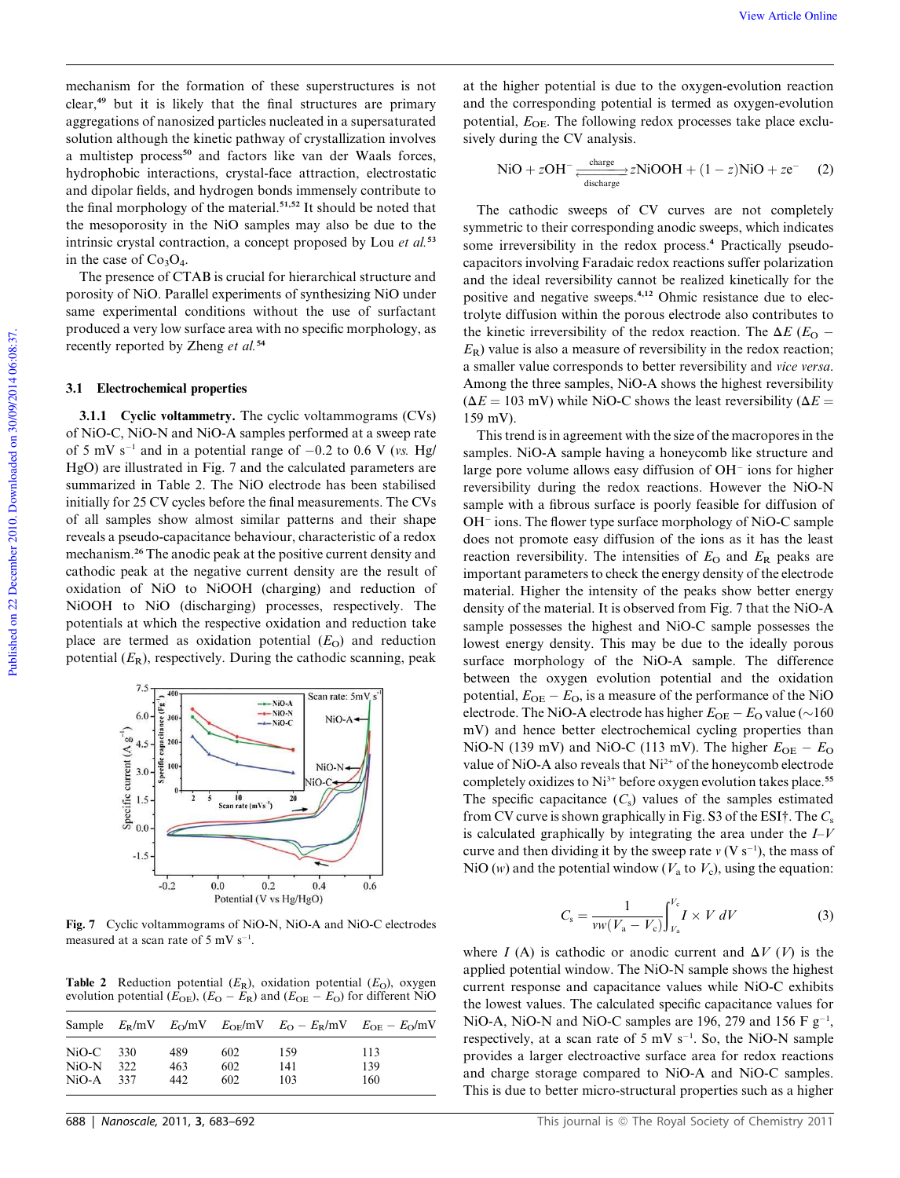mechanism for the formation of these superstructures is not clear,[49] but it is likely that the final structures are primary aggregations of nanosized particles nucleated in a supersaturated solution although the kinetic pathway of crystallization involves a multistep process[50] and factors like van der Waals forces, hydrophobic interactions, crystal-face attraction, electrostatic and dipolar fields, and hydrogen bonds immensely contribute to the final morphology of the material.[51,52] It should be noted that the mesoporosity in the NiO samples may also be due to the intrinsic crystal contraction, a concept proposed by Lou *et al.*[53] in the case of $Co_3O_4$.

The presence of CTAB is crucial for hierarchical structure and porosity of NiO. Parallel experiments of synthesizing NiO under same experimental conditions without the use of surfactant produced a very low surface area with no specific morphology, as recently reported by Zheng *et al.*[54]

### 3.1 Electrochemical properties

**3.1.1 Cyclic voltammetry.** The cyclic voltammograms (CVs) of NiO-C, NiO-N and NiO-A samples performed at a sweep rate of 5 mV $s^{-1}$ and in a potential range of −0.2 to 0.6 V (*vs.* Hg/HgO) are illustrated in Fig. 7 and the calculated parameters are summarized in Table 2. The NiO electrode has been stabilised initially for 25 CV cycles before the final measurements. The CVs of all samples show almost similar patterns and their shape reveals a pseudo-capacitance behaviour, characteristic of a redox mechanism.[26] The anodic peak at the positive current density and cathodic peak at the negative current density are the result of oxidation of NiO to NiOOH (charging) and reduction of NiOOH to NiO (discharging) processes, respectively. The potentials at which the respective oxidation and reduction take place are termed as oxidation potential ($E_O$) and reduction potential ($E_R$), respectively. During the cathodic scanning, peak

Fig. 7 Cyclic voltammograms of NiO-N, NiO-A and NiO-C electrodes measured at a scan rate of 5 mV $s^{-1}$.

Table 2 Reduction potential ($E_R$), oxidation potential ($E_O$), oxygen evolution potential ($E_{OE}$), ($E_O - E_R$) and ($E_{OE} - E_O$) for different NiO

| Sample | $E_R$/mV | $E_O$/mV | $E_{OE}$/mV | $E_O - E_R$/mV | $E_{OE} - E_O$/mV |
|---|---|---|---|---|---|
| NiO-C | 330 | 489 | 602 | 159 | 113 |
| NiO-N | 322 | 463 | 602 | 141 | 139 |
| NiO-A | 337 | 442 | 602 | 103 | 160 |

at the higher potential is due to the oxygen-evolution reaction and the corresponding potential is termed as oxygen-evolution potential, $E_{OE}$. The following redox processes take place exclusively during the CV analysis.

$$NiO + zOH^- \underset{\text{discharge}}{\overset{\text{charge}}{\rightleftharpoons}} zNiOOH + (1 - z)NiO + ze^- \quad (2)$$

The cathodic sweeps of CV curves are not completely symmetric to their corresponding anodic sweeps, which indicates some irreversibility in the redox process.[4] Practically pseudo-capacitors involving Faradaic redox reactions suffer polarization and the ideal reversibility cannot be realized kinetically for the positive and negative sweeps.[4,12] Ohmic resistance due to electrolyte diffusion within the porous electrode also contributes to the kinetic irreversibility of the redox reaction. The $\Delta E$ ($E_O - E_R$) value is also a measure of reversibility in the redox reaction; a smaller value corresponds to better reversibility and *vice versa*. Among the three samples, NiO-A shows the highest reversibility ($\Delta E$ = 103 mV) while NiO-C shows the least reversibility ($\Delta E$ = 159 mV).

This trend is in agreement with the size of the macropores in the samples. NiO-A sample having a honeycomb like structure and large pore volume allows easy diffusion of $OH^-$ ions for higher reversibility during the redox reactions. However the NiO-N sample with a fibrous surface is poorly feasible for diffusion of $OH^-$ ions. The flower type surface morphology of NiO-C sample does not promote easy diffusion of the ions as it has the least reaction reversibility. The intensities of $E_O$ and $E_R$ peaks are important parameters to check the energy density of the electrode material. Higher the intensity of the peaks show better energy density of the material. It is observed from Fig. 7 that the NiO-A sample possesses the highest and NiO-C sample possesses the lowest energy density. This may be due to the ideally porous surface morphology of the NiO-A sample. The difference between the oxygen evolution potential and the oxidation potential, $E_{OE} - E_O$, is a measure of the performance of the NiO electrode. The NiO-A electrode has higher $E_{OE} - E_O$ value (~160 mV) and hence better electrochemical cycling properties than NiO-N (139 mV) and NiO-C (113 mV). The higher $E_{OE} - E_O$ value of NiO-A also reveals that $Ni^{2+}$ of the honeycomb electrode completely oxidizes to $Ni^{3+}$ before oxygen evolution takes place.[55] The specific capacitance ($C_s$) values of the samples estimated from CV curve is shown graphically in Fig. S3 of the ESI†. The $C_s$ is calculated graphically by integrating the area under the *I–V* curve and then dividing it by the sweep rate $v$ (V $s^{-1}$), the mass of NiO ($w$) and the potential window ($V_a$ to $V_c$), using the equation:

$$C_s = \frac{1}{vw(V_a - V_c)} \int_{V_a}^{V_c} I \times V\, dV \quad (3)$$

where $I$ (A) is cathodic or anodic current and $\Delta V$ ($V$) is the applied potential window. The NiO-N sample shows the highest current response and capacitance values while NiO-C exhibits the lowest values. The calculated specific capacitance values for NiO-A, NiO-N and NiO-C samples are 196, 279 and 156 F $g^{-1}$, respectively, at a scan rate of 5 mV $s^{-1}$. So, the NiO-N sample provides a larger electroactive surface area for redox reactions and charge storage compared to NiO-A and NiO-C samples. This is due to better micro-structural properties such as a higher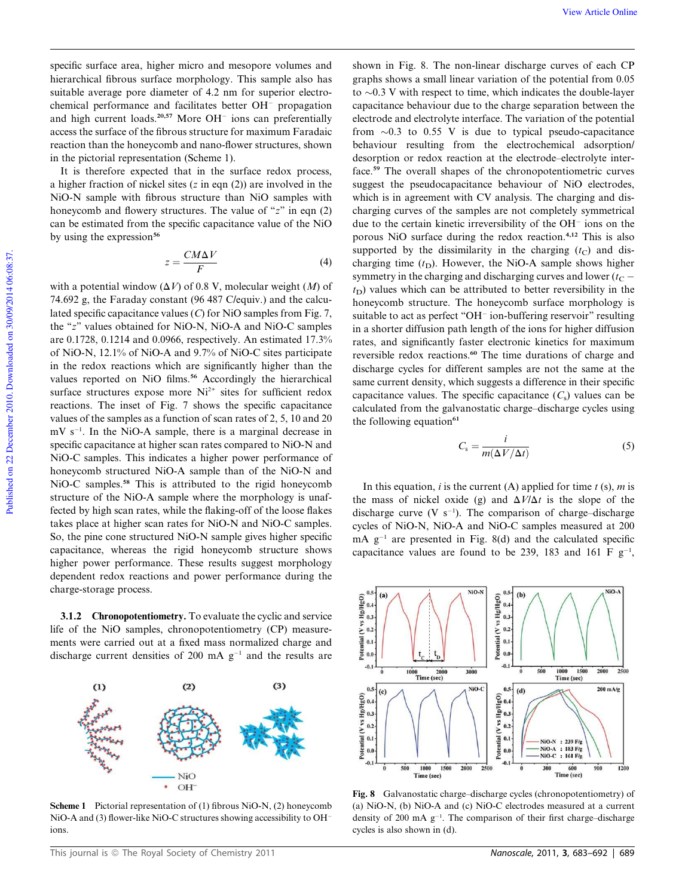specific surface area, higher micro and mesopore volumes and hierarchical fibrous surface morphology. This sample also has suitable average pore diameter of 4.2 nm for superior electrochemical performance and facilitates better $OH^-$ propagation and high current loads.[20,57] More $OH^-$ ions can preferentially access the surface of the fibrous structure for maximum Faradaic reaction than the honeycomb and nano-flower structures, shown in the pictorial representation (Scheme 1).

It is therefore expected that in the surface redox process, a higher fraction of nickel sites ($z$ in eqn (2)) are involved in the NiO-N sample with fibrous structure than NiO samples with honeycomb and flowery structures. The value of "$z$" in eqn (2) can be estimated from the specific capacitance value of the NiO by using the expression[56]

$$z = \frac{CM\Delta V}{F} \tag{4}$$

with a potential window ($\Delta V$) of 0.8 V, molecular weight ($M$) of 74.692 g, the Faraday constant (96 487 C/equiv.) and the calculated specific capacitance values ($C$) for NiO samples from Fig. 7, the "$z$" values obtained for NiO-N, NiO-A and NiO-C samples are 0.1728, 0.1214 and 0.0966, respectively. An estimated 17.3% of NiO-N, 12.1% of NiO-A and 9.7% of NiO-C sites participate in the redox reactions which are significantly higher than the values reported on NiO films.[56] Accordingly the hierarchical surface structures expose more $Ni^{2+}$ sites for sufficient redox reactions. The inset of Fig. 7 shows the specific capacitance values of the samples as a function of scan rates of 2, 5, 10 and 20 mV $s^{-1}$. In the NiO-A sample, there is a marginal decrease in specific capacitance at higher scan rates compared to NiO-N and NiO-C samples. This indicates a higher power performance of honeycomb structured NiO-A sample than of the NiO-N and NiO-C samples.[58] This is attributed to the rigid honeycomb structure of the NiO-A sample where the morphology is unaffected by high scan rates, while the flaking-off of the loose flakes takes place at higher scan rates for NiO-N and NiO-C samples. So, the pine cone structured NiO-N sample gives higher specific capacitance, whereas the rigid honeycomb structure shows higher power performance. These results suggest morphology dependent redox reactions and power performance during the charge-storage process.

### 3.1.2 Chronopotentiometry.

To evaluate the cyclic and service life of the NiO samples, chronopotentiometry (CP) measurements were carried out at a fixed mass normalized charge and discharge current densities of 200 mA $g^{-1}$ and the results are shown in Fig. 8. The non-linear discharge curves of each CP graphs shows a small linear variation of the potential from 0.05 to ~0.3 V with respect to time, which indicates the double-layer capacitance behaviour due to the charge separation between the electrode and electrolyte interface. The variation of the potential from ~0.3 to 0.55 V is due to typical pseudo-capacitance behaviour resulting from the electrochemical adsorption/desorption or redox reaction at the electrode–electrolyte interface.[59] The overall shapes of the chronopotentiometric curves suggest the pseudocapacitance behaviour of NiO electrodes, which is in agreement with CV analysis. The charging and discharging curves of the samples are not completely symmetrical due to the certain kinetic irreversibility of the $OH^-$ ions on the porous NiO surface during the redox reaction.[4,12] This is also supported by the dissimilarity in the charging ($t_C$) and discharging time ($t_D$). However, the NiO-A sample shows higher symmetry in the charging and discharging curves and lower ($t_C - t_D$) values which can be attributed to better reversibility in the honeycomb structure. The honeycomb surface morphology is suitable to act as perfect "$OH^-$ ion-buffering reservoir" resulting in a shorter diffusion path length of the ions for higher diffusion rates, and significantly faster electronic kinetics for maximum reversible redox reactions.[60] The time durations of charge and discharge cycles for different samples are not the same at the same current density, which suggests a difference in their specific capacitance values. The specific capacitance ($C_s$) values can be calculated from the galvanostatic charge–discharge cycles using the following equation[61]

$$C_s = \frac{i}{m(\Delta V/\Delta t)} \tag{5}$$

In this equation, $i$ is the current (A) applied for time $t$ (s), $m$ is the mass of nickel oxide (g) and $\Delta V/\Delta t$ is the slope of the discharge curve (V $s^{-1}$). The comparison of charge–discharge cycles of NiO-N, NiO-A and NiO-C samples measured at 200 mA $g^{-1}$ are presented in Fig. 8(d) and the calculated specific capacitance values are found to be 239, 183 and 161 F $g^{-1}$,

**Scheme 1** Pictorial representation of (1) fibrous NiO-N, (2) honeycomb NiO-A and (3) flower-like NiO-C structures showing accessibility to $OH^-$ ions.

**Fig. 8** Galvanostatic charge–discharge cycles (chronopotentiometry) of (a) NiO-N, (b) NiO-A and (c) NiO-C electrodes measured at a current density of 200 mA $g^{-1}$. The comparison of their first charge–discharge cycles is also shown in (d).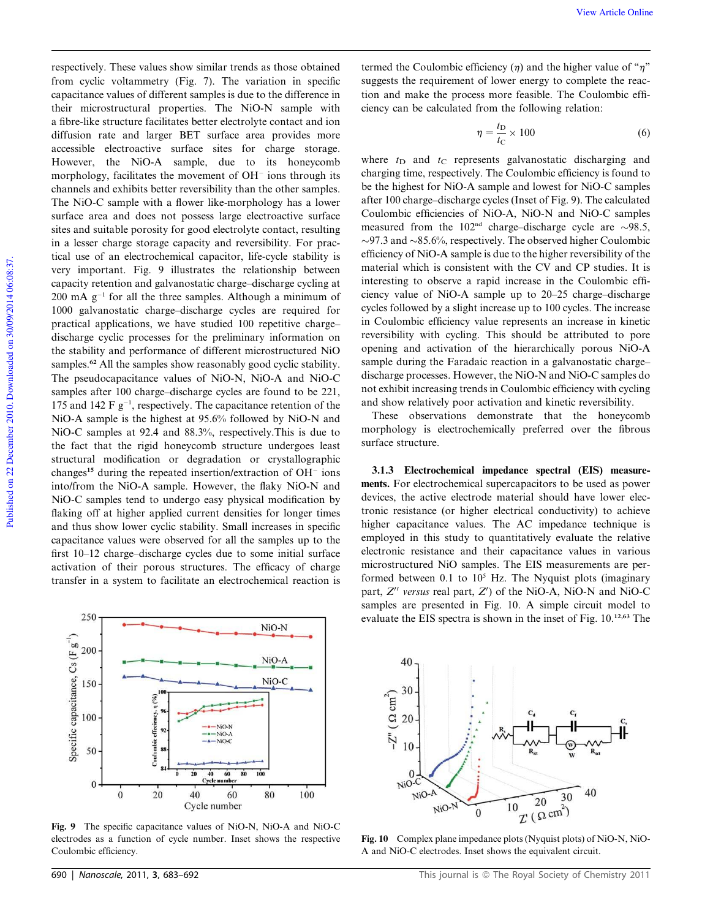respectively. These values show similar trends as those obtained from cyclic voltammetry (Fig. 7). The variation in specific capacitance values of different samples is due to the difference in their microstructural properties. The NiO-N sample with a fibre-like structure facilitates better electrolyte contact and ion diffusion rate and larger BET surface area provides more accessible electroactive surface sites for charge storage. However, the NiO-A sample, due to its honeycomb morphology, facilitates the movement of $OH^-$ ions through its channels and exhibits better reversibility than the other samples. The NiO-C sample with a flower like-morphology has a lower surface area and does not possess large electroactive surface sites and suitable porosity for good electrolyte contact, resulting in a lesser charge storage capacity and reversibility. For practical use of an electrochemical capacitor, life-cycle stability is very important. Fig. 9 illustrates the relationship between capacity retention and galvanostatic charge–discharge cycling at 200 mA $g^{-1}$ for all the three samples. Although a minimum of 1000 galvanostatic charge–discharge cycles are required for practical applications, we have studied 100 repetitive charge–discharge cyclic processes for the preliminary information on the stability and performance of different microstructured NiO samples.[62] All the samples show reasonably good cyclic stability. The pseudocapacitance values of NiO-N, NiO-A and NiO-C samples after 100 charge–discharge cycles are found to be 221, 175 and 142 F $g^{-1}$, respectively. The capacitance retention of the NiO-A sample is the highest at 95.6% followed by NiO-N and NiO-C samples at 92.4 and 88.3%, respectively.This is due to the fact that the rigid honeycomb structure undergoes least structural modification or degradation or crystallographic changes[15] during the repeated insertion/extraction of $OH^-$ ions into/from the NiO-A sample. However, the flaky NiO-N and NiO-C samples tend to undergo easy physical modification by flaking off at higher applied current densities for longer times and thus show lower cyclic stability. Small increases in specific capacitance values were observed for all the samples up to the first 10–12 charge–discharge cycles due to some initial surface activation of their porous structures. The efficacy of charge transfer in a system to facilitate an electrochemical reaction is termed the Coulombic efficiency ($\eta$) and the higher value of "$\eta$" suggests the requirement of lower energy to complete the reaction and make the process more feasible. The Coulombic efficiency can be calculated from the following relation:

$$\eta = \frac{t_D}{t_C} \times 100 \tag{6}$$

where $t_D$ and $t_C$ represents galvanostatic discharging and charging time, respectively. The Coulombic efficiency is found to be the highest for NiO-A sample and lowest for NiO-C samples after 100 charge–discharge cycles (Inset of Fig. 9). The calculated Coulombic efficiencies of NiO-A, NiO-N and NiO-C samples measured from the 102$^{nd}$ charge–discharge cycle are ~98.5, ~97.3 and ~85.6%, respectively. The observed higher Coulombic efficiency of NiO-A sample is due to the higher reversibility of the material which is consistent with the CV and CP studies. It is interesting to observe a rapid increase in the Coulombic efficiency value of NiO-A sample up to 20–25 charge–discharge cycles followed by a slight increase up to 100 cycles. The increase in Coulombic efficiency value represents an increase in kinetic reversibility with cycling. This should be attributed to pore opening and activation of the hierarchically porous NiO-A sample during the Faradaic reaction in a galvanostatic charge–discharge processes. However, the NiO-N and NiO-C samples do not exhibit increasing trends in Coulombic efficiency with cycling and show relatively poor activation and kinetic reversibility.

These observations demonstrate that the honeycomb morphology is electrochemically preferred over the fibrous surface structure.

**3.1.3 Electrochemical impedance spectral (EIS) measurements.** For electrochemical supercapacitors to be used as power devices, the active electrode material should have lower electronic resistance (or higher electrical conductivity) to achieve higher capacitance values. The AC impedance technique is employed in this study to quantitatively evaluate the relative electronic resistance and their capacitance values in various microstructured NiO samples. The EIS measurements are performed between 0.1 to $10^5$ Hz. The Nyquist plots (imaginary part, $Z''$ *versus* real part, $Z'$) of the NiO-A, NiO-N and NiO-C samples are presented in Fig. 10. A simple circuit model to evaluate the EIS spectra is shown in the inset of Fig. 10.[12,63] The

**Fig. 9** The specific capacitance values of NiO-N, NiO-A and NiO-C electrodes as a function of cycle number. Inset shows the respective Coulombic efficiency.

**Fig. 10** Complex plane impedance plots (Nyquist plots) of NiO-N, NiO-A and NiO-C electrodes. Inset shows the equivalent circuit.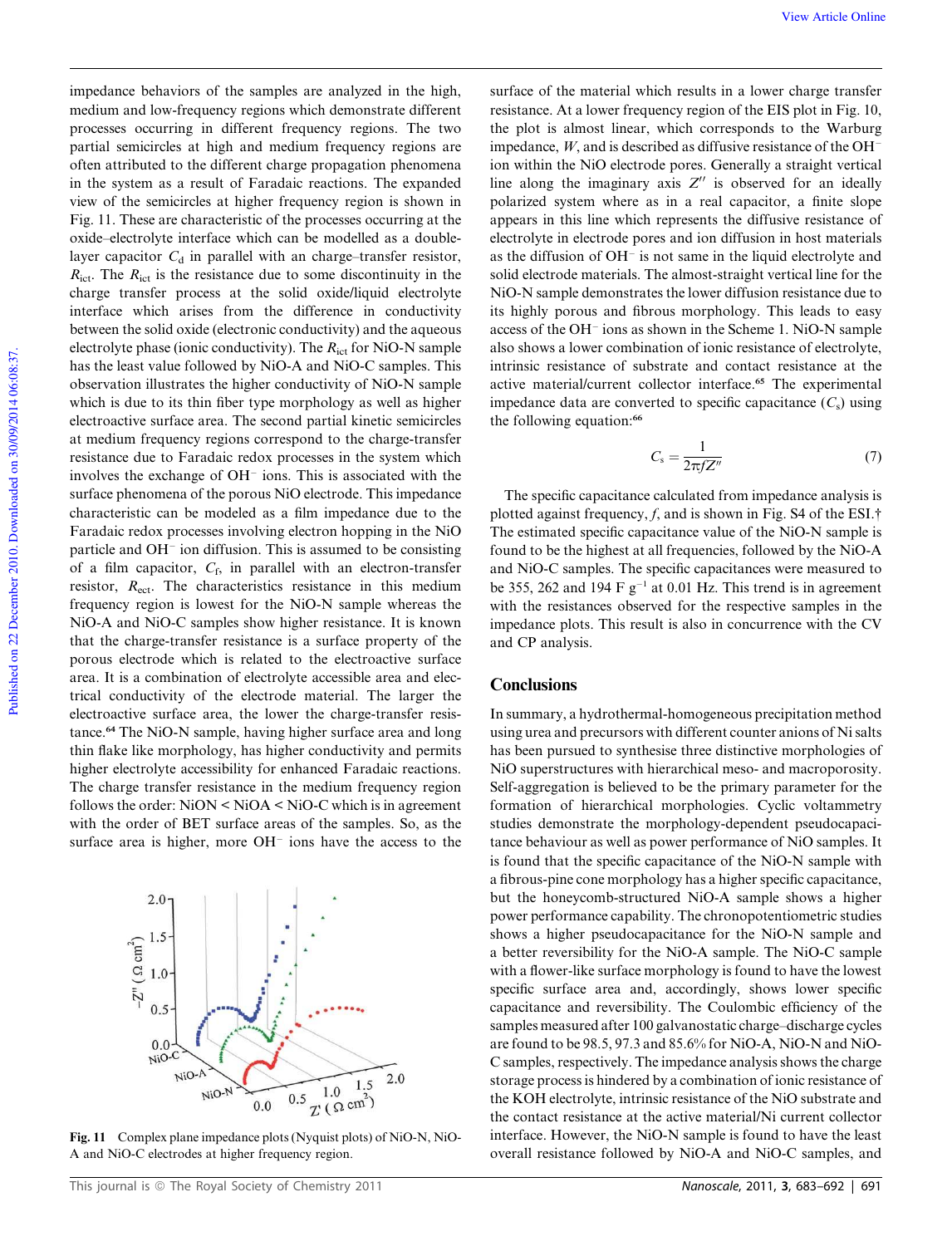impedance behaviors of the samples are analyzed in the high, medium and low-frequency regions which demonstrate different processes occurring in different frequency regions. The two partial semicircles at high and medium frequency regions are often attributed to the different charge propagation phenomena in the system as a result of Faradaic reactions. The expanded view of the semicircles at higher frequency region is shown in Fig. 11. These are characteristic of the processes occurring at the oxide–electrolyte interface which can be modelled as a double-layer capacitor $C_d$ in parallel with an charge–transfer resistor, $R_{ict}$. The $R_{ict}$ is the resistance due to some discontinuity in the charge transfer process at the solid oxide/liquid electrolyte interface which arises from the difference in conductivity between the solid oxide (electronic conductivity) and the aqueous electrolyte phase (ionic conductivity). The $R_{ict}$ for NiO-N sample has the least value followed by NiO-A and NiO-C samples. This observation illustrates the higher conductivity of NiO-N sample which is due to its thin fiber type morphology as well as higher electroactive surface area. The second partial kinetic semicircles at medium frequency regions correspond to the charge-transfer resistance due to Faradaic redox processes in the system which involves the exchange of $OH^-$ ions. This is associated with the surface phenomena of the porous NiO electrode. This impedance characteristic can be modeled as a film impedance due to the Faradaic redox processes involving electron hopping in the NiO particle and $OH^-$ ion diffusion. This is assumed to be consisting of a film capacitor, $C_f$, in parallel with an electron-transfer resistor, $R_{ect}$. The characteristics resistance in this medium frequency region is lowest for the NiO-N sample whereas the NiO-A and NiO-C samples show higher resistance. It is known that the charge-transfer resistance is a surface property of the porous electrode which is related to the electroactive surface area. It is a combination of electrolyte accessible area and electrical conductivity of the electrode material. The larger the electroactive surface area, the lower the charge-transfer resistance.[64] The NiO-N sample, having higher surface area and long thin flake like morphology, has higher conductivity and permits higher electrolyte accessibility for enhanced Faradaic reactions. The charge transfer resistance in the medium frequency region follows the order: NiON < NiOA < NiO-C which is in agreement with the order of BET surface areas of the samples. So, as the surface area is higher, more $OH^-$ ions have the access to the surface of the material which results in a lower charge transfer resistance. At a lower frequency region of the EIS plot in Fig. 10, the plot is almost linear, which corresponds to the Warburg impedance, $W$, and is described as diffusive resistance of the $OH^-$ ion within the NiO electrode pores. Generally a straight vertical line along the imaginary axis $Z''$ is observed for an ideally polarized system where as in a real capacitor, a finite slope appears in this line which represents the diffusive resistance of electrolyte in electrode pores and ion diffusion in host materials as the diffusion of $OH^-$ is not same in the liquid electrolyte and solid electrode materials. The almost-straight vertical line for the NiO-N sample demonstrates the lower diffusion resistance due to its highly porous and fibrous morphology. This leads to easy access of the $OH^-$ ions as shown in the Scheme 1. NiO-N sample also shows a lower combination of ionic resistance of electrolyte, intrinsic resistance of substrate and contact resistance at the active material/current collector interface.[65] The experimental impedance data are converted to specific capacitance ($C_s$) using the following equation:[66]

$$C_s = \frac{1}{2\pi f Z''} \tag{7}$$

The specific capacitance calculated from impedance analysis is plotted against frequency, $f$, and is shown in Fig. S4 of the ESI.† The estimated specific capacitance value of the NiO-N sample is found to be the highest at all frequencies, followed by the NiO-A and NiO-C samples. The specific capacitances were measured to be 355, 262 and 194 F $g^{-1}$ at 0.01 Hz. This trend is in agreement with the resistances observed for the respective samples in the impedance plots. This result is also in concurrence with the CV and CP analysis.

Fig. 11 Complex plane impedance plots (Nyquist plots) of NiO-N, NiO-A and NiO-C electrodes at higher frequency region.

## Conclusions

In summary, a hydrothermal-homogeneous precipitation method using urea and precursors with different counter anions of Ni salts has been pursued to synthesise three distinctive morphologies of NiO superstructures with hierarchical meso- and macroporosity. Self-aggregation is believed to be the primary parameter for the formation of hierarchical morphologies. Cyclic voltammetry studies demonstrate the morphology-dependent pseudocapacitance behaviour as well as power performance of NiO samples. It is found that the specific capacitance of the NiO-N sample with a fibrous-pine cone morphology has a higher specific capacitance, but the honeycomb-structured NiO-A sample shows a higher power performance capability. The chronopotentiometric studies shows a higher pseudocapacitance for the NiO-N sample and a better reversibility for the NiO-A sample. The NiO-C sample with a flower-like surface morphology is found to have the lowest specific surface area and, accordingly, shows lower specific capacitance and reversibility. The Coulombic efficiency of the samples measured after 100 galvanostatic charge–discharge cycles are found to be 98.5, 97.3 and 85.6% for NiO-A, NiO-N and NiO-C samples, respectively. The impedance analysis shows the charge storage process is hindered by a combination of ionic resistance of the KOH electrolyte, intrinsic resistance of the NiO substrate and the contact resistance at the active material/Ni current collector interface. However, the NiO-N sample is found to have the least overall resistance followed by NiO-A and NiO-C samples, and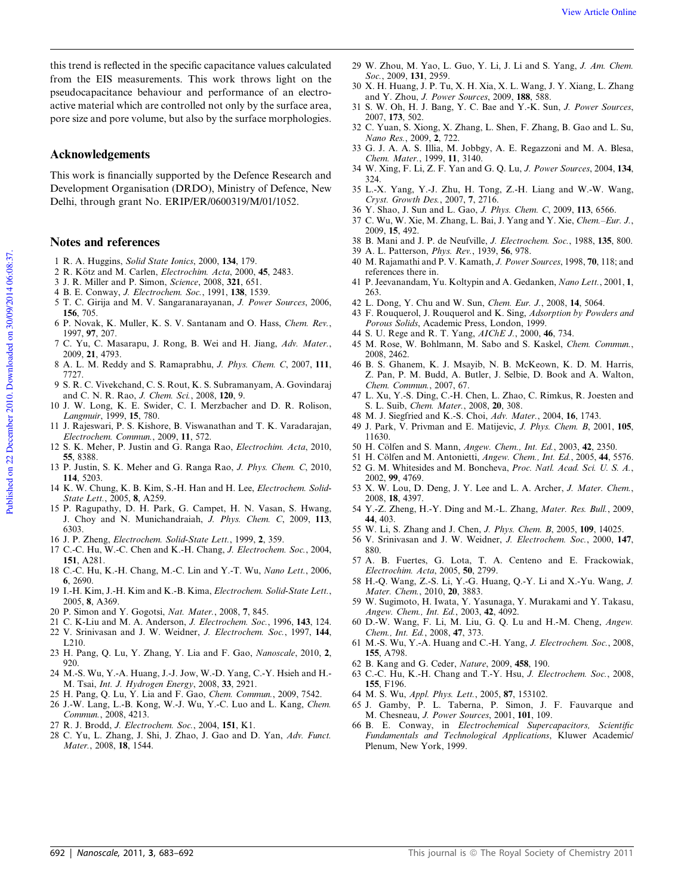this trend is reflected in the specific capacitance values calculated from the EIS measurements. This work throws light on the pseudocapacitance behaviour and performance of an electroactive material which are controlled not only by the surface area, pore size and pore volume, but also by the surface morphologies.

## Acknowledgements

This work is financially supported by the Defence Research and Development Organisation (DRDO), Ministry of Defence, New Delhi, through grant No. ERIP/ER/0600319/M/01/1052.

## Notes and references

1 R. A. Huggins, *Solid State Ionics*, 2000, **134**, 179.
2 R. Kötz and M. Carlen, *Electrochim. Acta*, 2000, **45**, 2483.
3 J. R. Miller and P. Simon, *Science*, 2008, **321**, 651.
4 B. E. Conway, *J. Electrochem. Soc.*, 1991, **138**, 1539.
5 T. C. Girija and M. V. Sangaranarayanan, *J. Power Sources*, 2006, **156**, 705.
6 P. Novak, K. Muller, K. S. V. Santanam and O. Hass, *Chem. Rev.*, 1997, **97**, 207.
7 C. Yu, C. Masarapu, J. Rong, B. Wei and H. Jiang, *Adv. Mater.*, 2009, **21**, 4793.
8 A. L. M. Reddy and S. Ramaprabhu, *J. Phys. Chem. C*, 2007, **111**, 7727.
9 S. R. C. Vivekchand, C. S. Rout, K. S. Subramanyam, A. Govindaraj and C. N. R. Rao, *J. Chem. Sci.*, 2008, **120**, 9.
10 J. W. Long, K. E. Swider, C. I. Merzbacher and D. R. Rolison, *Langmuir*, 1999, **15**, 780.
11 J. Rajeswari, P. S. Kishore, B. Viswanathan and T. K. Varadarajan, *Electrochem. Commun.*, 2009, **11**, 572.
12 S. K. Meher, P. Justin and G. Ranga Rao, *Electrochim. Acta*, 2010, **55**, 8388.
13 P. Justin, S. K. Meher and G. Ranga Rao, *J. Phys. Chem. C*, 2010, **114**, 5203.
14 K. W. Chung, K. B. Kim, S.-H. Han and H. Lee, *Electrochem. Solid-State Lett.*, 2005, **8**, A259.
15 P. Ragupathy, D. H. Park, G. Campet, H. N. Vasan, S. Hwang, J. Choy and N. Munichandraiah, *J. Phys. Chem. C*, 2009, **113**, 6303.
16 J. P. Zheng, *Electrochem. Solid-State Lett.*, 1999, **2**, 359.
17 C.-C. Hu, W.-C. Chen and K.-H. Chang, *J. Electrochem. Soc.*, 2004, **151**, A281.
18 C.-C. Hu, K.-H. Chang, M.-C. Lin and Y.-T. Wu, *Nano Lett.*, 2006, **6**, 2690.
19 I.-H. Kim, J.-H. Kim and K.-B. Kima, *Electrochem. Solid-State Lett.*, 2005, **8**, A369.
20 P. Simon and Y. Gogotsi, *Nat. Mater.*, 2008, **7**, 845.
21 C. K-Liu and M. A. Anderson, *J. Electrochem. Soc.*, 1996, **143**, 124.
22 V. Srinivasan and J. W. Weidner, *J. Electrochem. Soc.*, 1997, **144**, L210.
23 H. Pang, Q. Lu, Y. Zhang, Y. Lia and F. Gao, *Nanoscale*, 2010, **2**, 920.
24 M.-S. Wu, Y.-A. Huang, J.-J. Jow, W.-D. Yang, C.-Y. Hsieh and H.-M. Tsai, *Int. J. Hydrogen Energy*, 2008, **33**, 2921.
25 H. Pang, Q. Lu, Y. Lia and F. Gao, *Chem. Commun.*, 2009, 7542.
26 J.-W. Lang, L.-B. Kong, W.-J. Wu, Y.-C. Luo and L. Kang, *Chem. Commun.*, 2008, 4213.
27 R. J. Brodd, *J. Electrochem. Soc.*, 2004, **151**, K1.
28 C. Yu, L. Zhang, J. Shi, J. Zhao, J. Gao and D. Yan, *Adv. Funct. Mater.*, 2008, **18**, 1544.
29 W. Zhou, M. Yao, L. Guo, Y. Li, J. Li and S. Yang, *J. Am. Chem. Soc.*, 2009, **131**, 2959.
30 X. H. Huang, J. P. Tu, X. H. Xia, X. L. Wang, J. Y. Xiang, L. Zhang and Y. Zhou, *J. Power Sources*, 2009, **188**, 588.
31 S. W. Oh, H. J. Bang, Y. C. Bae and Y.-K. Sun, *J. Power Sources*, 2007, **173**, 502.
32 C. Yuan, S. Xiong, X. Zhang, L. Shen, F. Zhang, B. Gao and L. Su, *Nano Res.*, 2009, **2**, 722.
33 G. J. A. A. S. Illia, M. Jobbgy, A. E. Regazzoni and M. A. Blesa, *Chem. Mater.*, 1999, **11**, 3140.
34 W. Xing, F. Li, Z. F. Yan and G. Q. Lu, *J. Power Sources*, 2004, **134**, 324.
35 L.-X. Yang, Y.-J. Zhu, H. Tong, Z.-H. Liang and W.-W. Wang, *Cryst. Growth Des.*, 2007, **7**, 2716.
36 Y. Shao, J. Sun and L. Gao, *J. Phys. Chem. C*, 2009, **113**, 6566.
37 C. Wu, W. Xie, M. Zhang, L. Bai, J. Yang and Y. Xie, *Chem.–Eur. J.*, 2009, **15**, 492.
38 B. Mani and J. P. de Neufville, *J. Electrochem. Soc.*, 1988, **135**, 800.
39 A. L. Patterson, *Phys. Rev.*, 1939, **56**, 978.
40 M. Rajamathi and P. V. Kamath, *J. Power Sources*, 1998, **70**, 118; and references there in.
41 P. Jeevanandam, Yu. Koltypin and A. Gedanken, *Nano Lett.*, 2001, **1**, 263.
42 L. Dong, Y. Chu and W. Sun, *Chem. Eur. J.*, 2008, **14**, 5064.
43 F. Rouquerol, J. Rouquerol and K. Sing, *Adsorption by Powders and Porous Solids*, Academic Press, London, 1999.
44 S. U. Rege and R. T. Yang, *AIChE J.*, 2000, **46**, 734.
45 M. Rose, W. Bohlmann, M. Sabo and S. Kaskel, *Chem. Commun.*, 2008, 2462.
46 B. S. Ghanem, K. J. Msayib, N. B. McKeown, K. D. M. Harris, Z. Pan, P. M. Budd, A. Butler, J. Selbie, D. Book and A. Walton, *Chem. Commun.*, 2007, 67.
47 L. Xu, Y.-S. Ding, C.-H. Chen, L. Zhao, C. Rimkus, R. Joesten and S. L. Suib, *Chem. Mater.*, 2008, **20**, 308.
48 M. J. Siegfried and K.-S. Choi, *Adv. Mater.*, 2004, **16**, 1743.
49 J. Park, V. Privman and E. Matijevic, *J. Phys. Chem. B*, 2001, **105**, 11630.
50 H. Cölfen and S. Mann, *Angew. Chem., Int. Ed.*, 2003, **42**, 2350.
51 H. Cölfen and M. Antonietti, *Angew. Chem., Int. Ed.*, 2005, **44**, 5576.
52 G. M. Whitesides and M. Boncheva, *Proc. Natl. Acad. Sci. U. S. A.*, 2002, **99**, 4769.
53 X. W. Lou, D. Deng, J. Y. Lee and L. A. Archer, *J. Mater. Chem.*, 2008, **18**, 4397.
54 Y.-Z. Zheng, H.-Y. Ding and M.-L. Zhang, *Mater. Res. Bull.*, 2009, **44**, 403.
55 W. Li, S. Zhang and J. Chen, *J. Phys. Chem. B*, 2005, **109**, 14025.
56 V. Srinivasan and J. W. Weidner, *J. Electrochem. Soc.*, 2000, **147**, 880.
57 A. B. Fuertes, G. Lota, T. A. Centeno and E. Frackowiak, *Electrochim. Acta*, 2005, **50**, 2799.
58 H.-Q. Wang, Z.-S. Li, Y.-G. Huang, Q.-Y. Li and X.-Yu. Wang, *J. Mater. Chem.*, 2010, **20**, 3883.
59 W. Sugimoto, H. Iwata, Y. Yasunaga, Y. Murakami and Y. Takasu, *Angew. Chem., Int. Ed.*, 2003, **42**, 4092.
60 D.-W. Wang, F. Li, M. Liu, G. Q. Lu and H.-M. Cheng, *Angew. Chem., Int. Ed.*, 2008, **47**, 373.
61 M.-S. Wu, Y.-A. Huang and C.-H. Yang, *J. Electrochem. Soc.*, 2008, **155**, A798.
62 B. Kang and G. Ceder, *Nature*, 2009, **458**, 190.
63 C.-C. Hu, K.-H. Chang and T.-Y. Hsu, *J. Electrochem. Soc.*, 2008, **155**, F196.
64 M. S. Wu, *Appl. Phys. Lett.*, 2005, **87**, 153102.
65 J. Gamby, P. L. Taberna, P. Simon, J. F. Fauvarque and M. Chesneau, *J. Power Sources*, 2001, **101**, 109.
66 B. E. Conway, in *Electrochemical Supercapacitors, Scientific Fundamentals and Technological Applications*, Kluwer Academic/Plenum, New York, 1999.